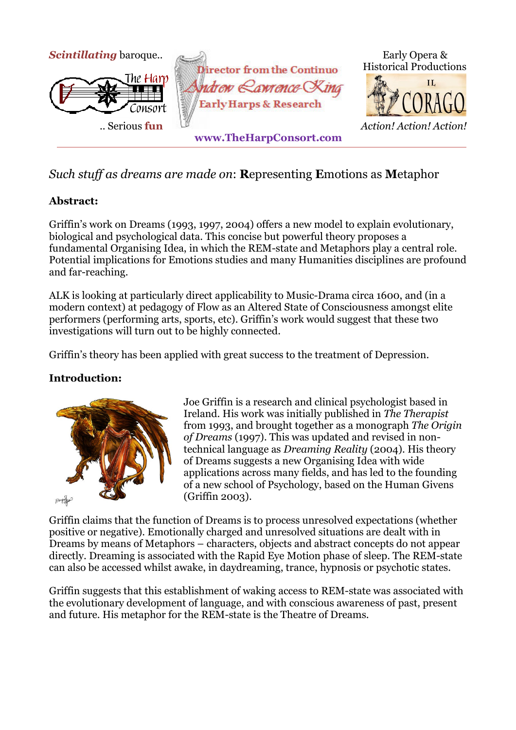*Scintillating* baroque..

.. Serious **fun**

Director from the Continuo
Andrew Lawrence-King
Early Harps & Research

Early Opera & Historical Productions

IL CORAGO

*Action! Action! Action!*

**www.TheHarpConsort.com**

*Such stuff as dreams are made on*: **R**epresenting **E**motions as **M**etaphor

**Abstract:**

Griffin's work on Dreams (1993, 1997, 2004) offers a new model to explain evolutionary, biological and psychological data. This concise but powerful theory proposes a fundamental Organising Idea, in which the REM-state and Metaphors play a central role. Potential implications for Emotions studies and many Humanities disciplines are profound and far-reaching.

ALK is looking at particularly direct applicability to Music-Drama circa 1600, and (in a modern context) at pedagogy of Flow as an Altered State of Consciousness amongst elite performers (performing arts, sports, etc). Griffin's work would suggest that these two investigations will turn out to be highly connected.

Griffin's theory has been applied with great success to the treatment of Depression.

**Introduction:**

Joe Griffin is a research and clinical psychologist based in Ireland. His work was initially published in *The Therapist* from 1993, and brought together as a monograph *The Origin of Dreams* (1997). This was updated and revised in non-technical language as *Dreaming Reality* (2004). His theory of Dreams suggests a new Organising Idea with wide applications across many fields, and has led to the founding of a new school of Psychology, based on the Human Givens (Griffin 2003).

Griffin claims that the function of Dreams is to process unresolved expectations (whether positive or negative). Emotionally charged and unresolved situations are dealt with in Dreams by means of Metaphors – characters, objects and abstract concepts do not appear directly. Dreaming is associated with the Rapid Eye Motion phase of sleep. The REM-state can also be accessed whilst awake, in daydreaming, trance, hypnosis or psychotic states.

Griffin suggests that this establishment of waking access to REM-state was associated with the evolutionary development of language, and with conscious awareness of past, present and future. His metaphor for the REM-state is the Theatre of Dreams.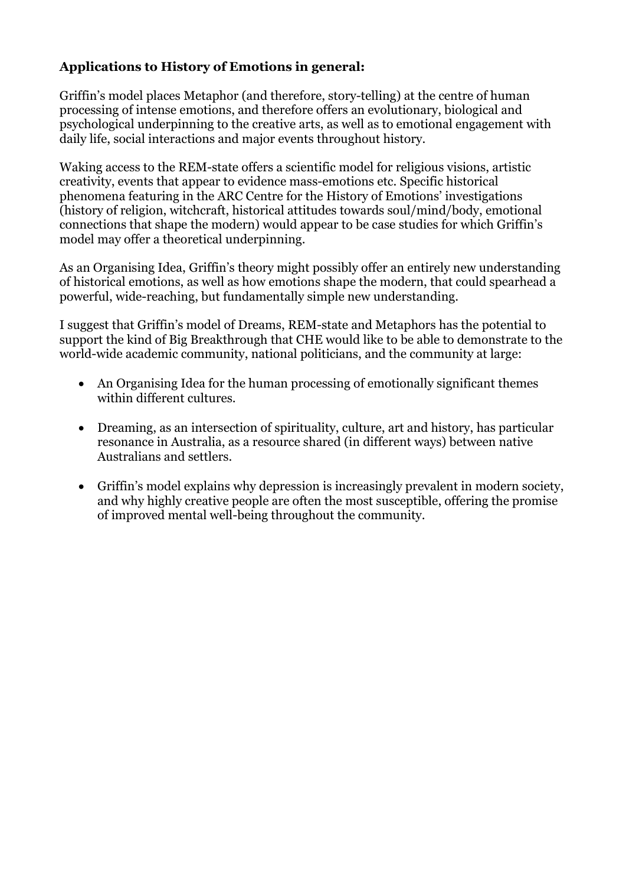**Applications to History of Emotions in general:**

Griffin's model places Metaphor (and therefore, story-telling) at the centre of human processing of intense emotions, and therefore offers an evolutionary, biological and psychological underpinning to the creative arts, as well as to emotional engagement with daily life, social interactions and major events throughout history.

Waking access to the REM-state offers a scientific model for religious visions, artistic creativity, events that appear to evidence mass-emotions etc. Specific historical phenomena featuring in the ARC Centre for the History of Emotions' investigations (history of religion, witchcraft, historical attitudes towards soul/mind/body, emotional connections that shape the modern) would appear to be case studies for which Griffin's model may offer a theoretical underpinning.

As an Organising Idea, Griffin's theory might possibly offer an entirely new understanding of historical emotions, as well as how emotions shape the modern, that could spearhead a powerful, wide-reaching, but fundamentally simple new understanding.

I suggest that Griffin's model of Dreams, REM-state and Metaphors has the potential to support the kind of Big Breakthrough that CHE would like to be able to demonstrate to the world-wide academic community, national politicians, and the community at large:

- An Organising Idea for the human processing of emotionally significant themes within different cultures.

- Dreaming, as an intersection of spirituality, culture, art and history, has particular resonance in Australia, as a resource shared (in different ways) between native Australians and settlers.

- Griffin's model explains why depression is increasingly prevalent in modern society, and why highly creative people are often the most susceptible, offering the promise of improved mental well-being throughout the community.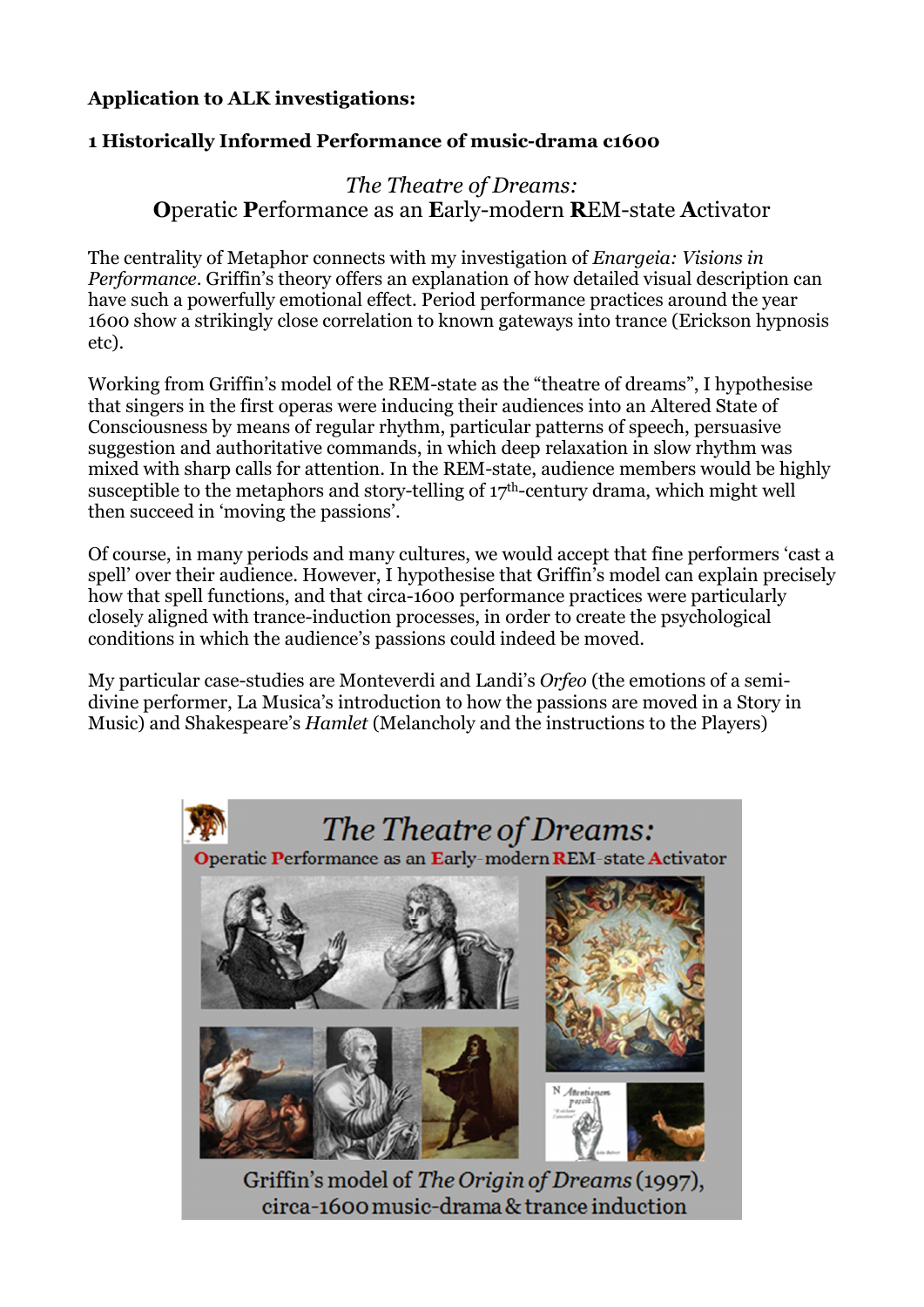**Application to ALK investigations:**

**1 Historically Informed Performance of music-drama c1600**

*The Theatre of Dreams:*
**O**peratic **P**erformance as an **E**arly-modern **R**EM-state **A**ctivator

The centrality of Metaphor connects with my investigation of *Enargeia: Visions in Performance*. Griffin's theory offers an explanation of how detailed visual description can have such a powerfully emotional effect. Period performance practices around the year 1600 show a strikingly close correlation to known gateways into trance (Erickson hypnosis etc).

Working from Griffin's model of the REM-state as the "theatre of dreams", I hypothesise that singers in the first operas were inducing their audiences into an Altered State of Consciousness by means of regular rhythm, particular patterns of speech, persuasive suggestion and authoritative commands, in which deep relaxation in slow rhythm was mixed with sharp calls for attention. In the REM-state, audience members would be highly susceptible to the metaphors and story-telling of 17th-century drama, which might well then succeed in 'moving the passions'.

Of course, in many periods and many cultures, we would accept that fine performers 'cast a spell' over their audience. However, I hypothesise that Griffin's model can explain precisely how that spell functions, and that circa-1600 performance practices were particularly closely aligned with trance-induction processes, in order to create the psychological conditions in which the audience's passions could indeed be moved.

My particular case-studies are Monteverdi and Landi's *Orfeo* (the emotions of a semi-divine performer, La Musica's introduction to how the passions are moved in a Story in Music) and Shakespeare's *Hamlet* (Melancholy and the instructions to the Players)

*The Theatre of Dreams:*
**O**peratic **P**erformance as an **E**arly-modern **R**EM-state **A**ctivator

Griffin's model of *The Origin of Dreams* (1997), circa-1600 music-drama & trance induction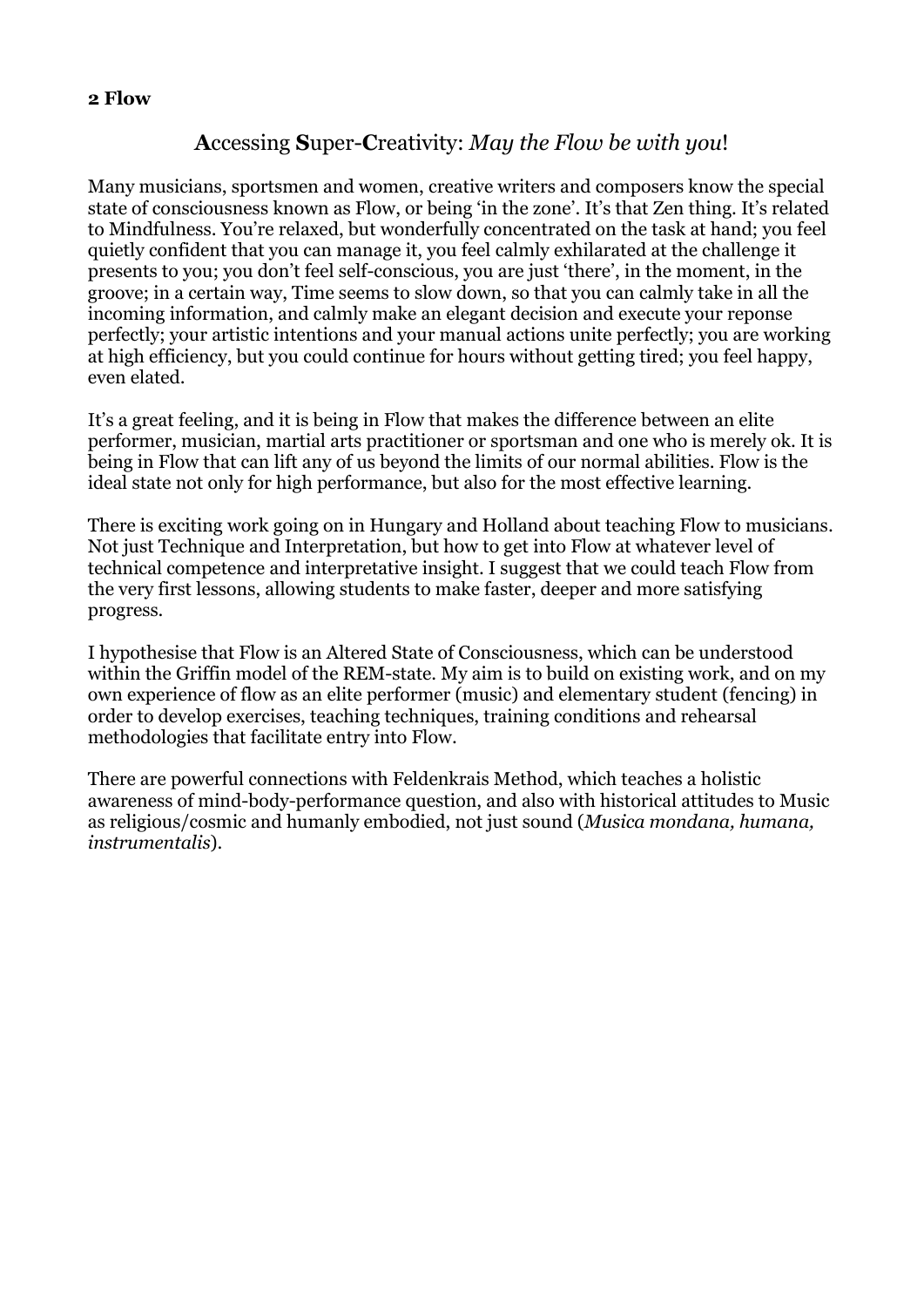**2 Flow**

## **A**ccessing **S**uper-**C**reativity: *May the Flow be with you*!

Many musicians, sportsmen and women, creative writers and composers know the special state of consciousness known as Flow, or being 'in the zone'. It's that Zen thing. It's related to Mindfulness. You're relaxed, but wonderfully concentrated on the task at hand; you feel quietly confident that you can manage it, you feel calmly exhilarated at the challenge it presents to you; you don't feel self-conscious, you are just 'there', in the moment, in the groove; in a certain way, Time seems to slow down, so that you can calmly take in all the incoming information, and calmly make an elegant decision and execute your reponse perfectly; your artistic intentions and your manual actions unite perfectly; you are working at high efficiency, but you could continue for hours without getting tired; you feel happy, even elated.

It's a great feeling, and it is being in Flow that makes the difference between an elite performer, musician, martial arts practitioner or sportsman and one who is merely ok. It is being in Flow that can lift any of us beyond the limits of our normal abilities. Flow is the ideal state not only for high performance, but also for the most effective learning.

There is exciting work going on in Hungary and Holland about teaching Flow to musicians. Not just Technique and Interpretation, but how to get into Flow at whatever level of technical competence and interpretative insight. I suggest that we could teach Flow from the very first lessons, allowing students to make faster, deeper and more satisfying progress.

I hypothesise that Flow is an Altered State of Consciousness, which can be understood within the Griffin model of the REM-state. My aim is to build on existing work, and on my own experience of flow as an elite performer (music) and elementary student (fencing) in order to develop exercises, teaching techniques, training conditions and rehearsal methodologies that facilitate entry into Flow.

There are powerful connections with Feldenkrais Method, which teaches a holistic awareness of mind-body-performance question, and also with historical attitudes to Music as religious/cosmic and humanly embodied, not just sound (*Musica mondana, humana, instrumentalis*).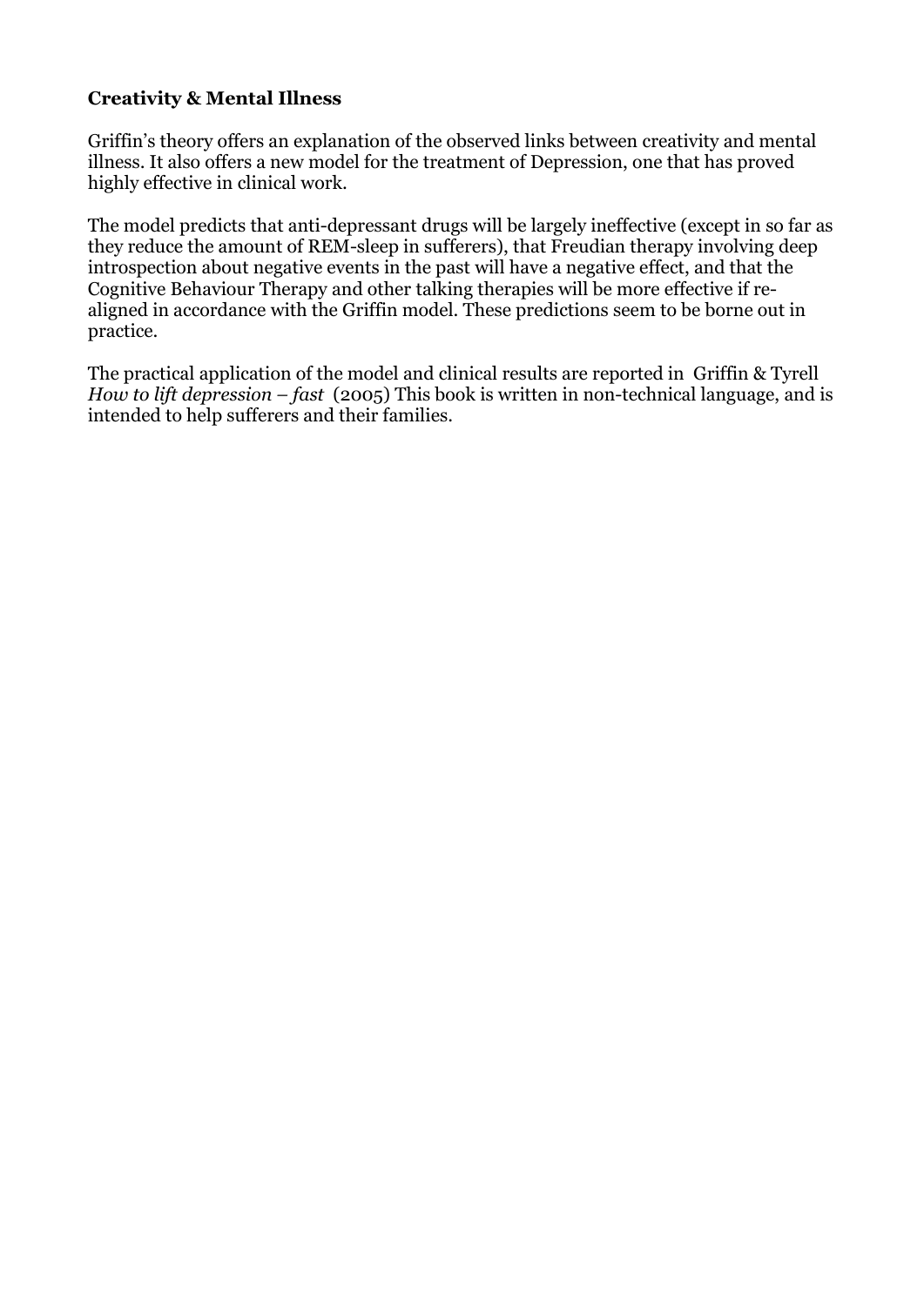**Creativity & Mental Illness**

Griffin's theory offers an explanation of the observed links between creativity and mental illness. It also offers a new model for the treatment of Depression, one that has proved highly effective in clinical work.

The model predicts that anti-depressant drugs will be largely ineffective (except in so far as they reduce the amount of REM-sleep in sufferers), that Freudian therapy involving deep introspection about negative events in the past will have a negative effect, and that the Cognitive Behaviour Therapy and other talking therapies will be more effective if re-aligned in accordance with the Griffin model. These predictions seem to be borne out in practice.

The practical application of the model and clinical results are reported in Griffin & Tyrell *How to lift depression – fast* (2005) This book is written in non-technical language, and is intended to help sufferers and their families.